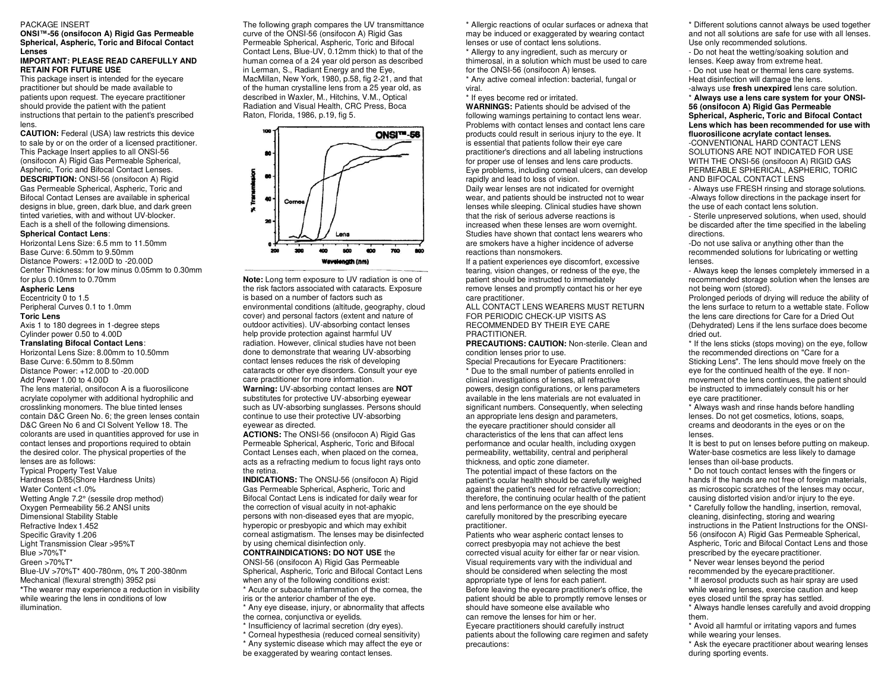PACKAGE INSERT

**ONSI™-56 (onsifocon A) Rigid Gas Permeable Spherical, Aspheric, Toric and Bifocal Contact Lenses**

**IMPORTANT: PLEASE READ CAREFULLY AND RETAIN FOR FUTURE USE**

This package insert is intended for the eyecare practitioner but should be made available to patients upon request. The eyecare practitioner should provide the patient with the patient instructions that pertain to the patient's prescribed lens.

**CAUTION:** Federal (USA) law restricts this device to sale by or on the order of a licensed practitioner. This Package Insert applies to all ONSI-56 (onsifocon A) Rigid Gas Permeable Spherical, Aspheric, Toric and Bifocal Contact Lenses.

**DESCRIPTION:** ONSI-56 (onsifocon A) Rigid Gas Permeable Spherical, Aspheric, Toric and Bifocal Contact Lenses are available in spherical designs in blue, green, dark blue, and dark green tinted varieties, with and without UV-blocker. Each is a shell of the following dimensions.

**Spherical Contact Lens**:
Horizontal Lens Size: 6.5 mm to 11.50mm
Base Curve: 6.50mm to 9.50mm
Distance Powers: +12.00D to -20.00D
Center Thickness: for low minus 0.05mm to 0.30mm for plus 0.10mm to 0.70mm

**Aspheric Lens**
Eccentricity 0 to 1.5
Peripheral Curves 0.1 to 1.0mm

**Toric Lens**
Axis 1 to 180 degrees in 1-degree steps
Cylinder power 0.50 to 4.00D

**Translating Bifocal Contact Lens**:
Horizontal Lens Size: 8.00mm to 10.50mm
Base Curve: 6.50mm to 8.50mm
Distance Power: +12.00D to -20.00D
Add Power 1.00 to 4.00D

The lens material, onsifocon A is a fluorosilicone acrylate copolymer with additional hydrophilic and crosslinking monomers. The blue tinted lenses contain D&C Green No. 6; the green lenses contain D&C Green No 6 and CI Solvent Yellow 18. The colorants are used in quantities approved for use in contact lenses and proportions required to obtain the desired color. The physical properties of the lenses are as follows:

Typical Property Test Value
Hardness D/85(Shore Hardness Units)
Water Content <1.0%
Wetting Angle 7.2° (sessile drop method)
Oxygen Permeability 56.2 ANSI units
Dimensional Stability Stable
Refractive Index 1.452
Specific Gravity 1.206
Light Transmission Clear >95%T
Blue >70%T*
Green >70%T*
Blue-UV >70%T* 400-780nm, 0% T 200-380nm
Mechanical (flexural strength) 3952 psi

*The wearer may experience a reduction in visibility while wearing the lens in conditions of low illumination.

The following graph compares the UV transmittance curve of the ONSI-56 (onsifocon A) Rigid Gas Permeable Spherical, Aspheric, Toric and Bifocal Contact Lens, Blue-UV, 0.12mm thick) to that of the human cornea of a 24 year old person as described in Lerman, S., Radiant Energy and the Eye, MacMillan, New York, 1980, p.58, fig 2-21, and that of the human crystalline lens from a 25 year old, as described in Waxler, M., Hitchins, V.M., Optical Radiation and Visual Health, CRC Press, Boca Raton, Florida, 1986, p.19, fig 5.

ONSI™-56

**Note:** Long term exposure to UV radiation is one of the risk factors associated with cataracts. Exposure is based on a number of factors such as environmental conditions (altitude, geography, cloud cover) and personal factors (extent and nature of outdoor activities). UV-absorbing contact lenses help provide protection against harmful UV radiation. However, clinical studies have not been done to demonstrate that wearing UV-absorbing contact lenses reduces the risk of developing cataracts or other eye disorders. Consult your eye care practitioner for more information.

**Warning:** UV-absorbing contact lenses are **NOT** substitutes for protective UV-absorbing eyewear such as UV-absorbing sunglasses. Persons should continue to use their protective UV-absorbing eyewear as directed.

**ACTIONS:** The ONSI-56 (onsifocon A) Rigid Gas Permeable Spherical, Aspheric, Toric and Bifocal Contact Lenses each, when placed on the cornea, acts as a refracting medium to focus light rays onto the retina.

**INDICATIONS:** The ONSIJ-56 (onsifocon A) Rigid Gas Permeable Spherical, Aspheric, Toric and Bifocal Contact Lens is indicated for daily wear for the correction of visual acuity in not-aphakic persons with non-diseased eyes that are myopic, hyperopic or presbyopic and which may exhibit corneal astigmatism. The lenses may be disinfected by using chemical disinfection only.

**CONTRAINDICATIONS: DO NOT USE** the ONSI-56 (onsifocon A) Rigid Gas Permeable Spherical, Aspheric, Toric and Bifocal Contact Lens when any of the following conditions exist:

* Acute or subacute inflammation of the cornea, the iris or the anterior chamber of the eye.
* Any eye disease, injury, or abnormality that affects the cornea, conjunctiva or eyelids.
* Insufficiency of lacrimal secretion (dry eyes).
* Corneal hypesthesia (reduced corneal sensitivity)
* Any systemic disease which may affect the eye or be exaggerated by wearing contact lenses.
* Allergic reactions of ocular surfaces or adnexa that may be induced or exaggerated by wearing contact lenses or use of contact lens solutions.
* Allergy to any ingredient, such as mercury or thimerosal, in a solution which must be used to care for the ONSI-56 (onsifocon A) lenses.
* Any active corneal infection: bacterial, fungal or viral.
* If eyes become red or irritated.

**WARNINGS:** Patients should be advised of the following warnings pertaining to contact lens wear. Problems with contact lenses and contact lens care products could result in serious injury to the eye. It is essential that patients follow their eye care practitioner's directions and all labeling instructions for proper use of lenses and lens care products. Eye problems, including corneal ulcers, can develop rapidly and lead to loss of vision.

Daily wear lenses are not indicated for overnight wear, and patients should be instructed not to wear lenses while sleeping. Clinical studies have shown that the risk of serious adverse reactions is increased when these lenses are worn overnight. Studies have shown that contact lens wearers who are smokers have a higher incidence of adverse reactions than nonsmokers.

If a patient experiences eye discomfort, excessive tearing, vision changes, or redness of the eye, the patient should be instructed to immediately remove lenses and promptly contact his or her eye care practitioner.

ALL CONTACT LENS WEARERS MUST RETURN FOR PERIODIC CHECK-UP VISITS AS RECOMMENDED BY THEIR EYE CARE PRACTITIONER.

**PRECAUTIONS: CAUTION:** Non-sterile. Clean and condition lenses prior to use.

Special Precautions for Eyecare Practitioners:

* Due to the small number of patients enrolled in clinical investigations of lenses, all refractive powers, design configurations, or lens parameters available in the lens materials are not evaluated in significant numbers. Consequently, when selecting an appropriate lens design and parameters, the eyecare practitioner should consider all characteristics of the lens that can affect lens performance and ocular health, including oxygen permeability, wettability, central and peripheral thickness, and optic zone diameter.

The potential impact of these factors on the patient's ocular health should be carefully weighed against the patient's need for refractive correction; therefore, the continuing ocular health of the patient and lens performance on the eye should be carefully monitored by the prescribing eyecare practitioner.

Patients who wear aspheric contact lenses to correct presbyopia may not achieve the best corrected visual acuity for either far or near vision. Visual requirements vary with the individual and should be considered when selecting the most appropriate type of lens for each patient.

Before leaving the eyecare practitioner's office, the patient should be able to promptly remove lenses or should have someone else available who can remove the lenses for him or her.

Eyecare practitioners should carefully instruct patients about the following care regimen and safety precautions:

* Different solutions cannot always be used together and not all solutions are safe for use with all lenses. Use only recommended solutions.
- Do not heat the wetting/soaking solution and lenses. Keep away from extreme heat.
- Do not use heat or thermal lens care systems. Heat disinfection will damage the lens.
-always use **fresh unexpired** lens care solution.
* **Always use a lens care system for your ONSI-56 (onsifocon A) Rigid Gas Permeable Spherical, Aspheric, Toric and Bifocal Contact Lens which has been recommended for use with fluorosilicone acrylate contact lenses.**
-CONVENTIONAL HARD CONTACT LENS SOLUTIONS ARE NOT INDICATED FOR USE WITH THE ONSI-56 (onsifocon A) RIGID GAS PERMEABLE SPHERICAL, ASPHERIC, TORIC AND BIFOCAL CONTACT LENS
- Always use FRESH rinsing and storage solutions.
-Always follow directions in the package insert for the use of each contact lens solution.
- Sterile unpreserved solutions, when used, should be discarded after the time specified in the labeling directions.
-Do not use saliva or anything other than the recommended solutions for lubricating or wetting lenses.
- Always keep the lenses completely immersed in a recommended storage solution when the lenses are not being worn (stored).

Prolonged periods of drying will reduce the ability of the lens surface to return to a wettable state. Follow the lens care directions for Care for a Dried Out (Dehydrated) Lens if the lens surface does become dried out.

* If the lens sticks (stops moving) on the eye, follow the recommended directions on "Care for a Sticking Lens". The lens should move freely on the eye for the continued health of the eye. If non-movement of the lens continues, the patient should be instructed to immediately consult his or her eye care practitioner.
* Always wash and rinse hands before handling lenses. Do not get cosmetics, lotions, soaps, creams and deodorants in the eyes or on the lenses.

It is best to put on lenses before putting on makeup. Water-base cosmetics are less likely to damage lenses than oil-base products.

* Do not touch contact lenses with the fingers or hands if the hands are not free of foreign materials, as microscopic scratches of the lenses may occur, causing distorted vision and/or injury to the eye.
* Carefully follow the handling, insertion, removal, cleaning, disinfecting, storing and wearing instructions in the Patient Instructions for the ONSI-56 (onsifocon A) Rigid Gas Permeable Spherical, Aspheric, Toric and Bifocal Contact Lens and those prescribed by the eyecare practitioner.
* Never wear lenses beyond the period recommended by the eyecare practitioner.
* If aerosol products such as hair spray are used while wearing lenses, exercise caution and keep eyes closed until the spray has settled.
* Always handle lenses carefully and avoid dropping them.
* Avoid all harmful or irritating vapors and fumes while wearing your lenses.
* Ask the eyecare practitioner about wearing lenses during sporting events.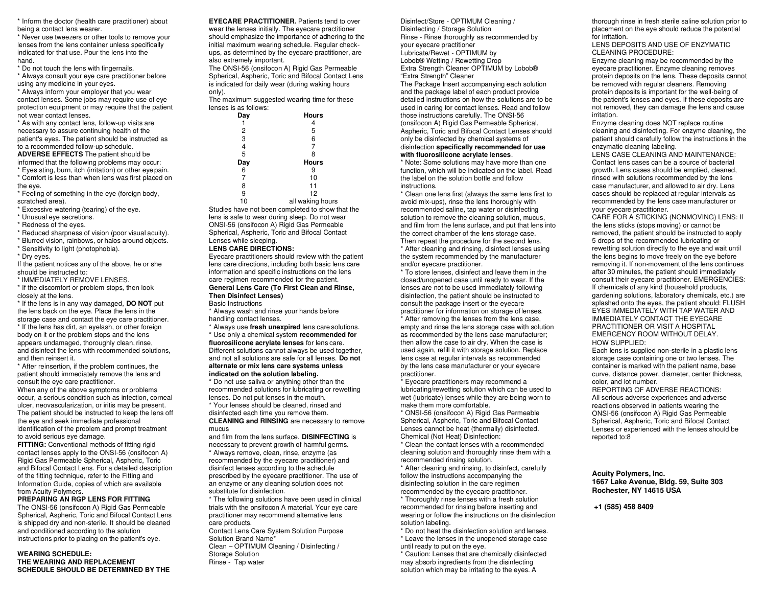* Inform the doctor (health care practitioner) about being a contact lens wearer.
* Never use tweezers or other tools to remove your lenses from the lens container unless specifically indicated for that use. Pour the lens into the hand.
* Do not touch the lens with fingernails.
* Always consult your eye care practitioner before using any medicine in your eyes.
* Always inform your employer that you wear contact lenses. Some jobs may require use of eye protection equipment or may require that the patient not wear contact lenses.
* As with any contact lens, follow-up visits are necessary to assure continuing health of the patient's eyes. The patient should be instructed as to a recommended follow-up schedule.

**ADVERSE EFFECTS** The patient should be informed that the following problems may occur:

* Eyes sting, burn, itch (irritation) or other eye pain.
* Comfort is less than when lens was first placed on the eye.
* Feeling of something in the eye (foreign body, scratched area).
* Excessive watering (tearing) of the eye.
* Unusual eye secretions.
* Redness of the eyes.
* Reduced sharpness of vision (poor visual acuity).
* Blurred vision, rainbows, or halos around objects.
* Sensitivity to light (photophobia).
* Dry eyes.

If the patient notices any of the above, he or she should be instructed to:

* IMMEDIATELY REMOVE LENSES.
* If the discomfort or problem stops, then look closely at the lens.
* If the lens is in any way damaged, **DO NOT** put the lens back on the eye. Place the lens in the storage case and contact the eye care practitioner.
* If the lens has dirt, an eyelash, or other foreign body on it or the problem stops and the lens appears undamaged, thoroughly clean, rinse, and disinfect the lens with recommended solutions, and then reinsert it.
* After reinsertion, if the problem continues, the patient should immediately remove the lens and consult the eye care practitioner.

When any of the above symptoms or problems occur, a serious condition such as infection, corneal ulcer, neovascularization, or iritis may be present. The patient should be instructed to keep the lens off the eye and seek immediate professional identification of the problem and prompt treatment to avoid serious eye damage.

**FITTING:** Conventional methods of fitting rigid contact lenses apply to the ONSI-56 (onsifocon A) Rigid Gas Permeable Spherical, Aspheric, Toric and Bifocal Contact Lens. For a detailed description of the fitting technique, refer to the Fitting and Information Guide, copies of which are available from Acuity Polymers.

**PREPARING AN RGP LENS FOR FITTING**

The ONSI-56 (onsifocon A) Rigid Gas Permeable Spherical, Aspheric, Toric and Bifocal Contact Lens is shipped dry and non-sterile. It should be cleaned and conditioned according to the solution instructions prior to placing on the patient's eye.

**WEARING SCHEDULE:**
**THE WEARING AND REPLACEMENT SCHEDULE SHOULD BE DETERMINED BY THE EYECARE PRACTITIONER.** Patients tend to over wear the lenses initially. The eyecare practitioner should emphasize the importance of adhering to the initial maximum wearing schedule. Regular check-ups, as determined by the eyecare practitioner, are also extremely important.

The ONSI-56 (onsifocon A) Rigid Gas Permeable Spherical, Aspheric, Toric and Bifocal Contact Lens is indicated for daily wear (during waking hours only).

The maximum suggested wearing time for these lenses is as follows:

| Day | Hours |
|---|---|
| 1 | 4 |
| 2 | 5 |
| 3 | 6 |
| 4 | 7 |
| 5 | 8 |
| 6 | 9 |
| 7 | 10 |
| 8 | 11 |
| 9 | 12 |
| 10 | all waking hours |

Studies have not been completed to show that the lens is safe to wear during sleep. Do not wear ONSI-56 (onsifocon A) Rigid Gas Permeable Spherical, Aspheric, Toric and Bifocal Contact Lenses while sleeping.

**LENS CARE DIRECTIONS:**

Eyecare practitioners should review with the patient lens care directions, including both basic lens care information and specific instructions on the lens care regimen recommended for the patient.

**General Lens Care (To First Clean and Rinse, Then Disinfect Lenses)**

Basic Instructions

* Always wash and rinse your hands before handling contact lenses.
* Always use **fresh unexpired** lens care solutions.
* Use only a chemical system **recommended for fluorosilicone acrylate lenses** for lens care. Different solutions cannot always be used together, and not all solutions are safe for all lenses. **Do not alternate or mix lens care systems unless indicated on the solution labeling.**
* Do not use saliva or anything other than the recommended solutions for lubricating or rewetting lenses. Do not put lenses in the mouth.
* Your lenses should be cleaned, rinsed and disinfected each time you remove them.

**CLEANING and RINSING** are necessary to remove mucus and film from the lens surface. **DISINFECTING** is necessary to prevent growth of harmful germs.

* Always remove, clean, rinse, enzyme (as recommended by the eyecare practitioner) and disinfect lenses according to the schedule prescribed by the eyecare practitioner. The use of an enzyme or any cleaning solution does not substitute for disinfection.
* The following solutions have been used in clinical trials with the onsifocon A material. Your eye care practitioner may recommend alternative lens care products.

Contact Lens Care System Solution Purpose Solution Brand Name*

Clean – OPTIMUM Cleaning / Disinfecting / Storage Solution
Rinse - Tap water
Disinfect/Store - OPTIMUM Cleaning / Disinfecting / Storage Solution
Rinse - Rinse thoroughly as recommended by your eyecare practitioner
Lubricate/Rewet - OPTIMUM by Lobob® Wetting / Rewetting Drop
Extra Strength Cleaner OPTIMUM by Lobob® "Extra Strength" Cleaner

The Package Insert accompanying each solution and the package label of each product provide detailed instructions on how the solutions are to be used in caring for contact lenses. Read and follow those instructions carefully. The ONSI-56 (onsifocon A) Rigid Gas Permeable Spherical, Aspheric, Toric and Bifocal Contact Lenses should only be disinfected by chemical systems of disinfection **specifically recommended for use with fluorosilicone acrylate lenses**.

* Note: Some solutions may have more than one function, which will be indicated on the label. Read the label on the solution bottle and follow instructions.
* Clean one lens first (always the same lens first to avoid mix-ups), rinse the lens thoroughly with recommended saline, tap water or disinfecting solution to remove the cleaning solution, mucus, and film from the lens surface, and put that lens into the correct chamber of the lens storage case. Then repeat the procedure for the second lens.
* After cleaning and rinsing, disinfect lenses using the system recommended by the manufacturer and/or eyecare practitioner.
* To store lenses, disinfect and leave them in the closed/unopened case until ready to wear. If the lenses are not to be used immediately following disinfection, the patient should be instructed to consult the package insert or the eyecare practitioner for information on storage of lenses.
* After removing the lenses from the lens case, empty and rinse the lens storage case with solution as recommended by the lens case manufacturer; then allow the case to air dry. When the case is used again, refill it with storage solution. Replace lens case at regular intervals as recommended by the lens case manufacturer or your eyecare practitioner.
* Eyecare practitioners may recommend a lubricating/rewetting solution which can be used to wet (lubricate) lenses while they are being worn to make them more comfortable.
* ONSI-56 (onsifocon A) Rigid Gas Permeable Spherical, Aspheric, Toric and Bifocal Contact Lenses cannot be heat (thermally) disinfected.

Chemical (Not Heat) Disinfection:

* Clean the contact lenses with a recommended cleaning solution and thoroughly rinse them with a recommended rinsing solution.
* After cleaning and rinsing, to disinfect, carefully follow the instructions accompanying the disinfecting solution in the care regimen recommended by the eyecare practitioner.
* Thoroughly rinse lenses with a fresh solution recommended for rinsing before inserting and wearing or follow the instructions on the disinfection solution labeling.
* Do not heat the disinfection solution and lenses.
* Leave the lenses in the unopened storage case until ready to put on the eye.
* Caution: Lenses that are chemically disinfected may absorb ingredients from the disinfecting solution which may be irritating to the eyes. A thorough rinse in fresh sterile saline solution prior to placement on the eye should reduce the potential for irritation.

LENS DEPOSITS AND USE OF ENZYMATIC CLEANING PROCEDURE:

Enzyme cleaning may be recommended by the eyecare practitioner. Enzyme cleaning removes protein deposits on the lens. These deposits cannot be removed with regular cleaners. Removing protein deposits is important for the well-being of the patient's lenses and eyes. If these deposits are not removed, they can damage the lens and cause irritation.

Enzyme cleaning does NOT replace routine cleaning and disinfecting. For enzyme cleaning, the patient should carefully follow the instructions in the enzymatic cleaning labeling.

LENS CASE CLEANING AND MAINTENANCE:

Contact lens cases can be a source of bacterial growth. Lens cases should be emptied, cleaned, rinsed with solutions recommended by the lens case manufacturer, and allowed to air dry. Lens cases should be replaced at regular intervals as recommended by the lens case manufacturer or your eyecare practitioner.

CARE FOR A STICKING (NONMOVING) LENS: If the lens sticks (stops moving) or cannot be removed, the patient should be instructed to apply 5 drops of the recommended lubricating or rewetting solution directly to the eye and wait until the lens begins to move freely on the eye before removing it. If non-movement of the lens continues after 30 minutes, the patient should immediately consult their eyecare practitioner.

EMERGENCIES: If chemicals of any kind (household products, gardening solutions, laboratory chemicals, etc.) are splashed onto the eyes, the patient should: FLUSH EYES IMMEDIATELY WITH TAP WATER AND IMMEDIATELY CONTACT THE EYECARE PRACTITIONER OR VISIT A HOSPITAL EMERGENCY ROOM WITHOUT DELAY.

HOW SUPPLIED:

Each lens is supplied non-sterile in a plastic lens storage case containing one or two lenses. The container is marked with the patient name, base curve, distance power, diameter, center thickness, color, and lot number.

REPORTING OF ADVERSE REACTIONS:

All serious adverse experiences and adverse reactions observed in patients wearing the ONSI-56 (onsifocon A) Rigid Gas Permeable Spherical, Aspheric, Toric and Bifocal Contact Lenses or experienced with the lenses should be reported to:8

**Acuity Polymers, Inc.**
**1667 Lake Avenue, Bldg. 59, Suite 303**
**Rochester, NY 14615 USA**

**+1 (585) 458 8409**